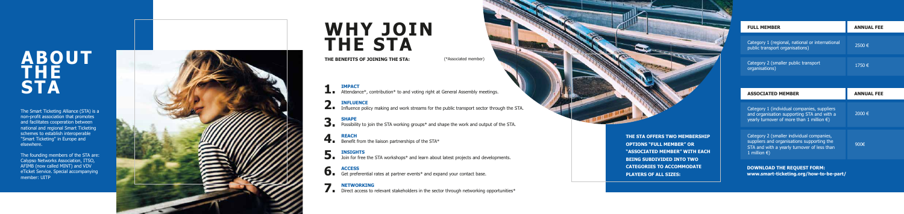# ABOUT THE STA

The Smart Ticketing Alliance (STA) is a non-profit association that promotes and facilitates cooperation between national and regional Smart Ticketing schemes to establish interoperable "Smart Ticketing" in Europe and elsewhere.

The founding members of the STA are: Calypso Networks Association, ITSO, AFIMB (now called MINT) and VDV eTicket Service. Special accompanying member: UITP

# WHY JOIN THE STA

**THE BENEFITS OF JOINING THE STA:** (*Associated member)

1. **IMPACT**
   Attendance*, contribution* to and voting right at General Assembly meetings.
2. **INFLUENCE**
   Influence policy making and work streams for the public transport sector through the STA.
3. **SHAPE**
   Possibility to join the STA working groups* and shape the work and output of the STA.
4. **REACH**
   Benefit from the liaison partnerships of the STA*
5. **INSIGHTS**
   Join for free the STA workshops* and learn about latest projects and developments.
6. **ACCESS**
   Get preferential rates at partner events* and expand your contact base.
7. **NETWORKING**
   Direct access to relevant stakeholders in the sector through networking opportunities*

**THE STA OFFERS TWO MEMBERSHIP OPTIONS "FULL MEMBER" OR "ASSOCIATED MEMBER" WITH EACH BEING SUBDIVIDED INTO TWO CATEGORIES TO ACCOMMODATE PLAYERS OF ALL SIZES:**

| FULL MEMBER | ANNUAL FEE |
|---|---|
| Category 1 (regional, national or international public transport organisations) | 2500 € |
| Category 2 (smaller public transport organisations) | 1750 € |

| ASSOCIATED MEMBER | ANNUAL FEE |
|---|---|
| Category 1 (individual companies, suppliers and organisation supporting STA and with a yearly turnover of more than 1 million €) | 2000 € |
| Category 2 (smaller individual companies, suppliers and organisations supporting the STA and with a yearly turnover of less than 1 million €) | 900€ |

**DOWNLOAD THE REQUEST FORM:**
**www.smart-ticketing.org/how-to-be-part/**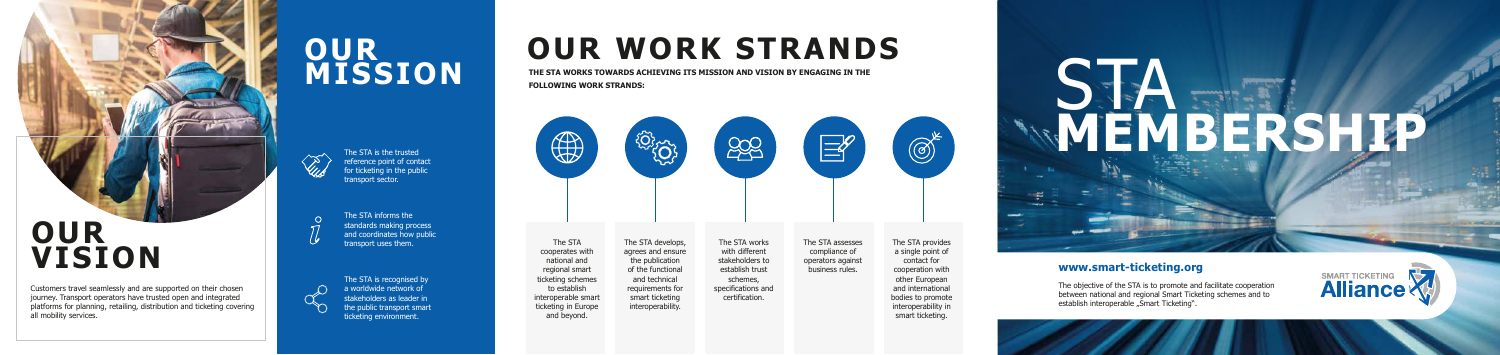# OUR VISION

Customers travel seamlessly and are supported on their chosen journey. Transport operators have trusted open and integrated platforms for planning, retailing, distribution and ticketing covering all mobility services.

# OUR MISSION

- The STA is the trusted reference point of contact for ticketing in the public transport sector.
- The STA informs the standards making process and coordinates how public transport uses them.
- The STA is recognised by a worldwide network of stakeholders as leader in the public transport smart ticketing environment.

# OUR WORK STRANDS

**THE STA WORKS TOWARDS ACHIEVING ITS MISSION AND VISION BY ENGAGING IN THE FOLLOWING WORK STRANDS:**

- The STA cooperates with national and regional smart ticketing schemes to establish interoperable smart ticketing in Europe and beyond.
- The STA develops, agrees and ensure the publication of the functional and technical requirements for smart ticketing interoperability.
- The STA works with different stakeholders to establish trust schemes, specifications and certification.
- The STA assesses compliance of operators against business rules.
- The STA provides a single point of contact for cooperation with other European and international bodies to promote interoperability in smart ticketing.

# STA MEMBERSHIP

**www.smart-ticketing.org**

The objective of the STA is to promote and facilitate cooperation between national and regional Smart Ticketing schemes and to establish interoperable „Smart Ticketing".

SMART TICKETING Alliance